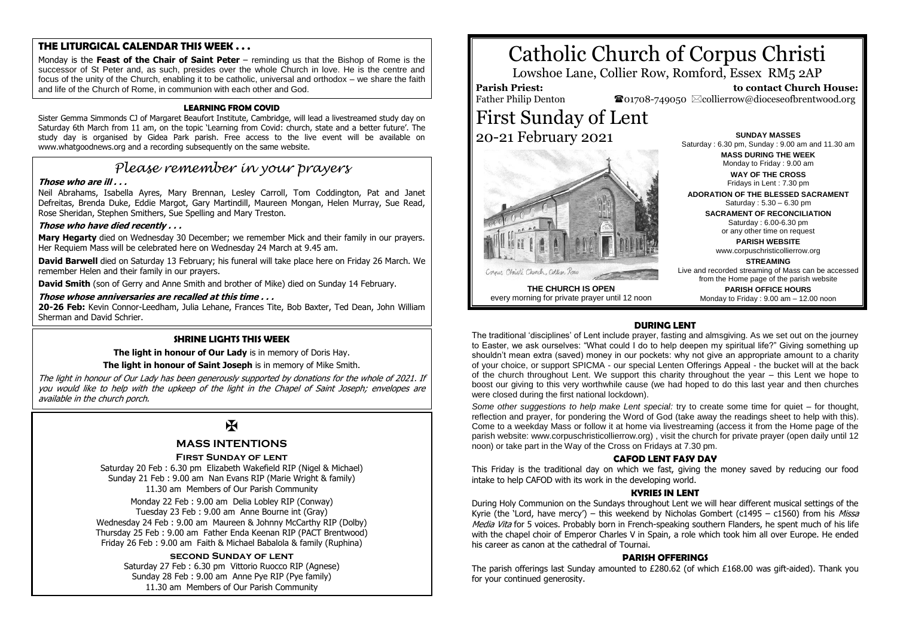# Catholic Church of Corpus Christi

Lowshoe Lane, Collier Row, Romford, Essex RM5 2AP

**Parish Priest:** Father Philip Denton

**to contact Church House:** ☎01708-749050 ✉collierrow@dioceseofbrentwood.org

# First Sunday of Lent

20-21 February 2021

Corpus Christi Church, Collier Row

**THE CHURCH IS OPEN**
every morning for private prayer until 12 noon

**SUNDAY MASSES**
Saturday : 6.30 pm, Sunday : 9.00 am and 11.30 am

**MASS DURING THE WEEK**
Monday to Friday : 9.00 am

**WAY OF THE CROSS**
Fridays in Lent : 7.30 pm

**ADORATION OF THE BLESSED SACRAMENT**
Saturday : 5.30 – 6.30 pm

**SACRAMENT OF RECONCILIATION**
Saturday : 6.00-6.30 pm
or any other time on request

**PARISH WEBSITE**
www.corpuschristicollierrow.org

**STREAMING**
Live and recorded streaming of Mass can be accessed from the Home page of the parish website

**PARISH OFFICE HOURS**
Monday to Friday : 9.00 am – 12.00 noon

## THE LITURGICAL CALENDAR THIS WEEK . . .

Monday is the **Feast of the Chair of Saint Peter** – reminding us that the Bishop of Rome is the successor of St Peter and, as such, presides over the whole Church in love. He is the centre and focus of the unity of the Church, enabling it to be catholic, universal and orthodox – we share the faith and life of the Church of Rome, in communion with each other and God.

### LEARNING FROM COVID

Sister Gemma Simmonds CJ of Margaret Beaufort Institute, Cambridge, will lead a livestreamed study day on Saturday 6th March from 11 am, on the topic 'Learning from Covid: church, state and a better future'. The study day is organised by Gidea Park parish. Free access to the live event will be available on www.whatgoodnews.org and a recording subsequently on the same website.

## *Please remember in your prayers*

***Those who are ill . . .***

Neil Abrahams, Isabella Ayres, Mary Brennan, Lesley Carroll, Tom Coddington, Pat and Janet Defreitas, Brenda Duke, Eddie Margot, Gary Martindill, Maureen Mongan, Helen Murray, Sue Read, Rose Sheridan, Stephen Smithers, Sue Spelling and Mary Treston.

***Those who have died recently . . .***

**Mary Hegarty** died on Wednesday 30 December; we remember Mick and their family in our prayers. Her Requiem Mass will be celebrated here on Wednesday 24 March at 9.45 am.

**David Barwell** died on Saturday 13 February; his funeral will take place here on Friday 26 March. We remember Helen and their family in our prayers.

**David Smith** (son of Gerry and Anne Smith and brother of Mike) died on Sunday 14 February.

***Those whose anniversaries are recalled at this time . . .***

**20-26 Feb:** Kevin Connor-Leedham, Julia Lehane, Frances Tite, Bob Baxter, Ted Dean, John William Sherman and David Schrier.

### SHRINE LIGHTS THIS WEEK

**The light in honour of Our Lady** is in memory of Doris Hay.

**The light in honour of Saint Joseph** is in memory of Mike Smith.

*The light in honour of Our Lady has been generously supported by donations for the whole of 2021. If you would like to help with the upkeep of the light in the Chapel of Saint Joseph; envelopes are available in the church porch.*

✠

## MASS INTENTIONS

**First Sunday of lent**

Saturday 20 Feb : 6.30 pm Elizabeth Wakefield RIP (Nigel & Michael)
Sunday 21 Feb : 9.00 am Nan Evans RIP (Marie Wright & family)
11.30 am Members of Our Parish Community

Monday 22 Feb : 9.00 am Delia Lobley RIP (Conway)
Tuesday 23 Feb : 9.00 am Anne Bourne int (Gray)
Wednesday 24 Feb : 9.00 am Maureen & Johnny McCarthy RIP (Dolby)
Thursday 25 Feb : 9.00 am Father Enda Keenan RIP (PACT Brentwood)
Friday 26 Feb : 9.00 am Faith & Michael Babalola & family (Ruphina)

**second Sunday of lent**

Saturday 27 Feb : 6.30 pm Vittorio Ruocco RIP (Agnese)
Sunday 28 Feb : 9.00 am Anne Pye RIP (Pye family)
11.30 am Members of Our Parish Community

### DURING LENT

The traditional 'disciplines' of Lent include prayer, fasting and almsgiving. As we set out on the journey to Easter, we ask ourselves: "What could I do to help deepen my spiritual life?" Giving something up shouldn't mean extra (saved) money in our pockets: why not give an appropriate amount to a charity of your choice, or support SPICMA - our special Lenten Offerings Appeal - the bucket will at the back of the church throughout Lent. We support this charity throughout the year – this Lent we hope to boost our giving to this very worthwhile cause (we had hoped to do this last year and then churches were closed during the first national lockdown).

*Some other suggestions to help make Lent special:* try to create some time for quiet – for thought, reflection and prayer, for pondering the Word of God (take away the readings sheet to help with this). Come to a weekday Mass or follow it at home via livestreaming (access it from the Home page of the parish website: www.corpuschristicollierrow.org) , visit the church for private prayer (open daily until 12 noon) or take part in the Way of the Cross on Fridays at 7.30 pm.

### CAFOD LENT FASY DAY

This Friday is the traditional day on which we fast, giving the money saved by reducing our food intake to help CAFOD with its work in the developing world.

### KYRIES IN LENT

During Holy Communion on the Sundays throughout Lent we will hear different musical settings of the Kyrie (the 'Lord, have mercy') – this weekend by Nicholas Gombert (c1495 – c1560) from his *Missa Media Vita* for 5 voices. Probably born in French-speaking southern Flanders, he spent much of his life with the chapel choir of Emperor Charles V in Spain, a role which took him all over Europe. He ended his career as canon at the cathedral of Tournai.

### PARISH OFFERINGS

The parish offerings last Sunday amounted to £280.62 (of which £168.00 was gift-aided). Thank you for your continued generosity.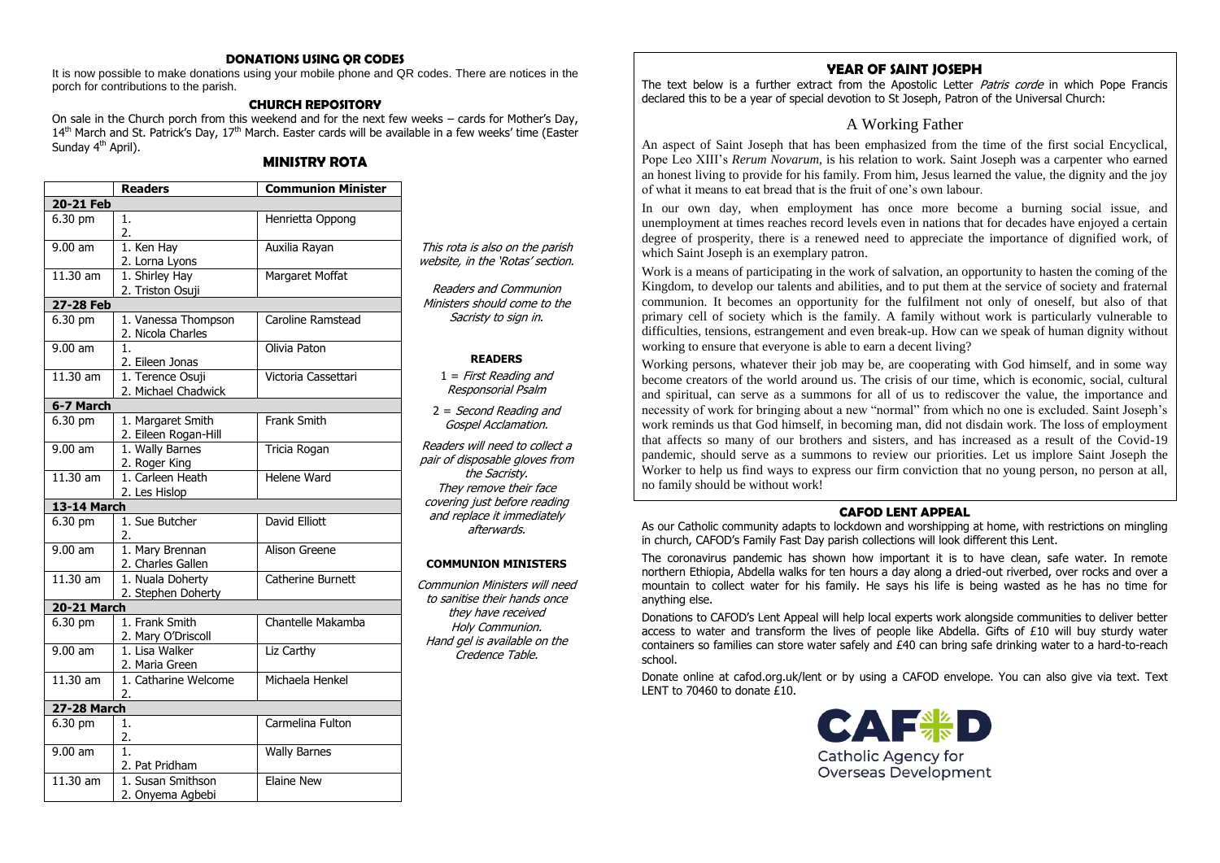## DONATIONS USING QR CODES

It is now possible to make donations using your mobile phone and QR codes. There are notices in the porch for contributions to the parish.

## CHURCH REPOSITORY

On sale in the Church porch from this weekend and for the next few weeks – cards for Mother's Day, 14th March and St. Patrick's Day, 17th March. Easter cards will be available in a few weeks' time (Easter Sunday 4th April).

## MINISTRY ROTA

| | Readers | Communion Minister |
|---|---|---|
| **20-21 Feb** | | |
| 6.30 pm | 1.<br>2. | Henrietta Oppong |
| 9.00 am | 1. Ken Hay<br>2. Lorna Lyons | Auxilia Rayan |
| 11.30 am | 1. Shirley Hay<br>2. Triston Osuji | Margaret Moffat |
| **27-28 Feb** | | |
| 6.30 pm | 1. Vanessa Thompson<br>2. Nicola Charles | Caroline Ramstead |
| 9.00 am | 1.<br>2. Eileen Jonas | Olivia Paton |
| 11.30 am | 1. Terence Osuji<br>2. Michael Chadwick | Victoria Cassettari |
| **6-7 March** | | |
| 6.30 pm | 1. Margaret Smith<br>2. Eileen Rogan-Hill | Frank Smith |
| 9.00 am | 1. Wally Barnes<br>2. Roger King | Tricia Rogan |
| 11.30 am | 1. Carleen Heath<br>2. Les Hislop | Helene Ward |
| **13-14 March** | | |
| 6.30 pm | 1. Sue Butcher<br>2. | David Elliott |
| 9.00 am | 1. Mary Brennan<br>2. Charles Gallen | Alison Greene |
| 11.30 am | 1. Nuala Doherty<br>2. Stephen Doherty | Catherine Burnett |
| **20-21 March** | | |
| 6.30 pm | 1. Frank Smith<br>2. Mary O'Driscoll | Chantelle Makamba |
| 9.00 am | 1. Lisa Walker<br>2. Maria Green | Liz Carthy |
| 11.30 am | 1. Catharine Welcome<br>2. | Michaela Henkel |
| **27-28 March** | | |
| 6.30 pm | 1.<br>2. | Carmelina Fulton |
| 9.00 am | 1.<br>2. Pat Pridham | Wally Barnes |
| 11.30 am | 1. Susan Smithson<br>2. Onyema Agbebi | Elaine New |

*This rota is also on the parish website, in the 'Rotas' section.*

*Readers and Communion Ministers should come to the Sacristy to sign in.*

**READERS**

1 = *First Reading and Responsorial Psalm*

2 = *Second Reading and Gospel Acclamation.*

*Readers will need to collect a pair of disposable gloves from the Sacristy. They remove their face covering just before reading and replace it immediately afterwards.*

**COMMUNION MINISTERS**

*Communion Ministers will need to sanitise their hands once they have received Holy Communion. Hand gel is available on the Credence Table.*

## YEAR OF SAINT JOSEPH

The text below is a further extract from the Apostolic Letter *Patris corde* in which Pope Francis declared this to be a year of special devotion to St Joseph, Patron of the Universal Church:

### A Working Father

An aspect of Saint Joseph that has been emphasized from the time of the first social Encyclical, Pope Leo XIII's *Rerum Novarum*, is his relation to work. Saint Joseph was a carpenter who earned an honest living to provide for his family. From him, Jesus learned the value, the dignity and the joy of what it means to eat bread that is the fruit of one's own labour.

In our own day, when employment has once more become a burning social issue, and unemployment at times reaches record levels even in nations that for decades have enjoyed a certain degree of prosperity, there is a renewed need to appreciate the importance of dignified work, of which Saint Joseph is an exemplary patron.

Work is a means of participating in the work of salvation, an opportunity to hasten the coming of the Kingdom, to develop our talents and abilities, and to put them at the service of society and fraternal communion. It becomes an opportunity for the fulfilment not only of oneself, but also of that primary cell of society which is the family. A family without work is particularly vulnerable to difficulties, tensions, estrangement and even break-up. How can we speak of human dignity without working to ensure that everyone is able to earn a decent living?

Working persons, whatever their job may be, are cooperating with God himself, and in some way become creators of the world around us. The crisis of our time, which is economic, social, cultural and spiritual, can serve as a summons for all of us to rediscover the value, the importance and necessity of work for bringing about a new "normal" from which no one is excluded. Saint Joseph's work reminds us that God himself, in becoming man, did not disdain work. The loss of employment that affects so many of our brothers and sisters, and has increased as a result of the Covid-19 pandemic, should serve as a summons to review our priorities. Let us implore Saint Joseph the Worker to help us find ways to express our firm conviction that no young person, no person at all, no family should be without work!

## CAFOD LENT APPEAL

As our Catholic community adapts to lockdown and worshipping at home, with restrictions on mingling in church, CAFOD's Family Fast Day parish collections will look different this Lent.

The coronavirus pandemic has shown how important it is to have clean, safe water. In remote northern Ethiopia, Abdella walks for ten hours a day along a dried-out riverbed, over rocks and over a mountain to collect water for his family. He says his life is being wasted as he has no time for anything else.

Donations to CAFOD's Lent Appeal will help local experts work alongside communities to deliver better access to water and transform the lives of people like Abdella. Gifts of £10 will buy sturdy water containers so families can store water safely and £40 can bring safe drinking water to a hard-to-reach school.

Donate online at cafod.org.uk/lent or by using a CAFOD envelope. You can also give via text. Text LENT to 70460 to donate £10.

CAFOD
Catholic Agency for Overseas Development